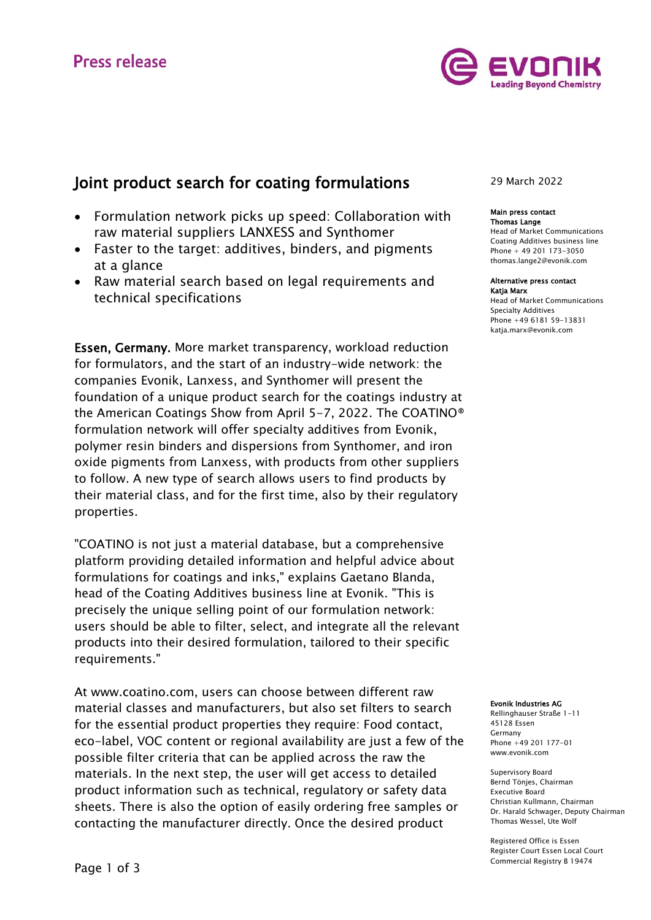Press release

# Joint product search for coating formulations

- Formulation network picks up speed: Collaboration with raw material suppliers LANXESS and Synthomer
- Faster to the target: additives, binders, and pigments at a glance
- Raw material search based on legal requirements and technical specifications

29 March 2022

**Main press contact**
**Thomas Lange**
Head of Market Communications
Coating Additives business line
Phone + 49 201 173-3050
thomas.lange2@evonik.com

**Alternative press contact**
**Katja Marx**
Head of Market Communications
Specialty Additives
Phone +49 6181 59-13831
katja.marx@evonik.com

**Essen, Germany.** More market transparency, workload reduction for formulators, and the start of an industry-wide network: the companies Evonik, Lanxess, and Synthomer will present the foundation of a unique product search for the coatings industry at the American Coatings Show from April 5-7, 2022. The COATINO® formulation network will offer specialty additives from Evonik, polymer resin binders and dispersions from Synthomer, and iron oxide pigments from Lanxess, with products from other suppliers to follow. A new type of search allows users to find products by their material class, and for the first time, also by their regulatory properties.

"COATINO is not just a material database, but a comprehensive platform providing detailed information and helpful advice about formulations for coatings and inks," explains Gaetano Blanda, head of the Coating Additives business line at Evonik. "This is precisely the unique selling point of our formulation network: users should be able to filter, select, and integrate all the relevant products into their desired formulation, tailored to their specific requirements."

At www.coatino.com, users can choose between different raw material classes and manufacturers, but also set filters to search for the essential product properties they require: Food contact, eco-label, VOC content or regional availability are just a few of the possible filter criteria that can be applied across the raw the materials. In the next step, the user will get access to detailed product information such as technical, regulatory or safety data sheets. There is also the option of easily ordering free samples or contacting the manufacturer directly. Once the desired product

**Evonik Industries AG**
Rellinghauser Straße 1-11
45128 Essen
Germany
Phone +49 201 177-01
www.evonik.com

Supervisory Board
Bernd Tönjes, Chairman
Executive Board
Christian Kullmann, Chairman
Dr. Harald Schwager, Deputy Chairman
Thomas Wessel, Ute Wolf

Registered Office is Essen
Register Court Essen Local Court
Commercial Registry B 19474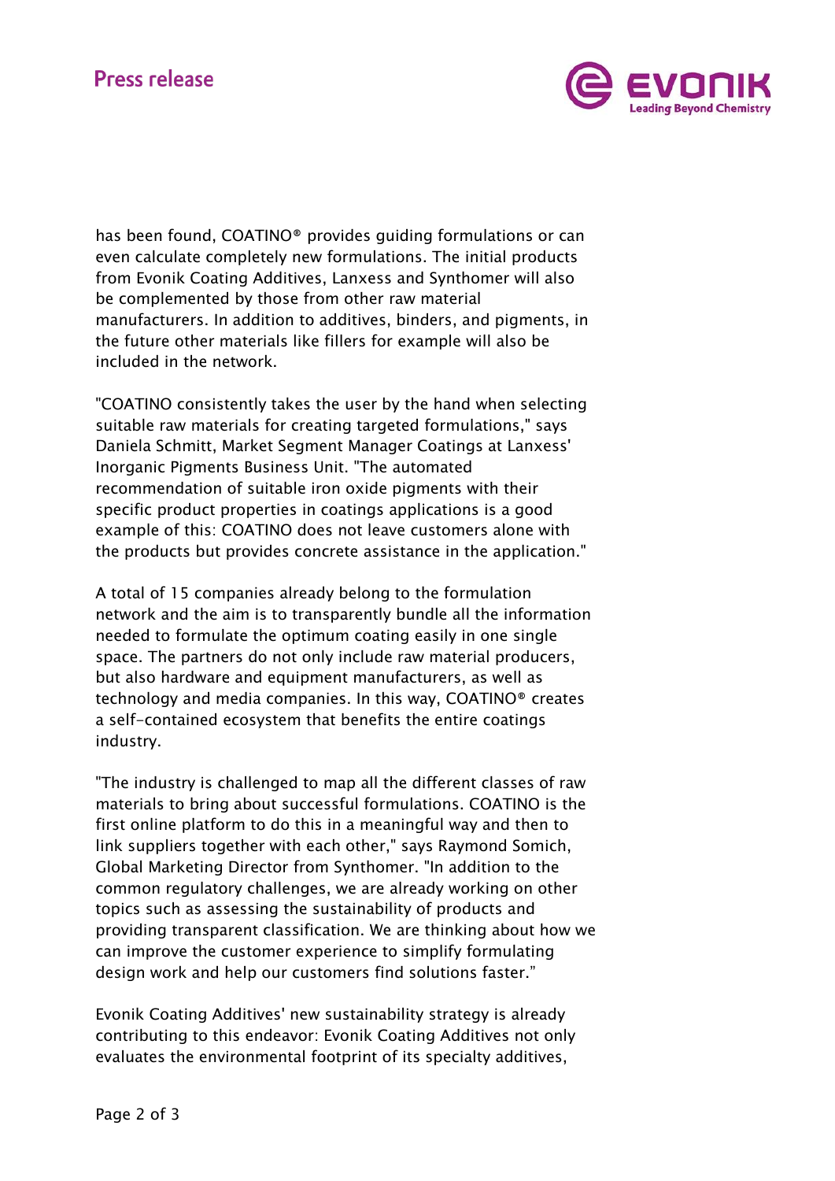has been found, COATINO® provides guiding formulations or can even calculate completely new formulations. The initial products from Evonik Coating Additives, Lanxess and Synthomer will also be complemented by those from other raw material manufacturers. In addition to additives, binders, and pigments, in the future other materials like fillers for example will also be included in the network.

"COATINO consistently takes the user by the hand when selecting suitable raw materials for creating targeted formulations," says Daniela Schmitt, Market Segment Manager Coatings at Lanxess' Inorganic Pigments Business Unit. "The automated recommendation of suitable iron oxide pigments with their specific product properties in coatings applications is a good example of this: COATINO does not leave customers alone with the products but provides concrete assistance in the application."

A total of 15 companies already belong to the formulation network and the aim is to transparently bundle all the information needed to formulate the optimum coating easily in one single space. The partners do not only include raw material producers, but also hardware and equipment manufacturers, as well as technology and media companies. In this way, COATINO® creates a self-contained ecosystem that benefits the entire coatings industry.

"The industry is challenged to map all the different classes of raw materials to bring about successful formulations. COATINO is the first online platform to do this in a meaningful way and then to link suppliers together with each other," says Raymond Somich, Global Marketing Director from Synthomer. "In addition to the common regulatory challenges, we are already working on other topics such as assessing the sustainability of products and providing transparent classification. We are thinking about how we can improve the customer experience to simplify formulating design work and help our customers find solutions faster."

Evonik Coating Additives' new sustainability strategy is already contributing to this endeavor: Evonik Coating Additives not only evaluates the environmental footprint of its specialty additives,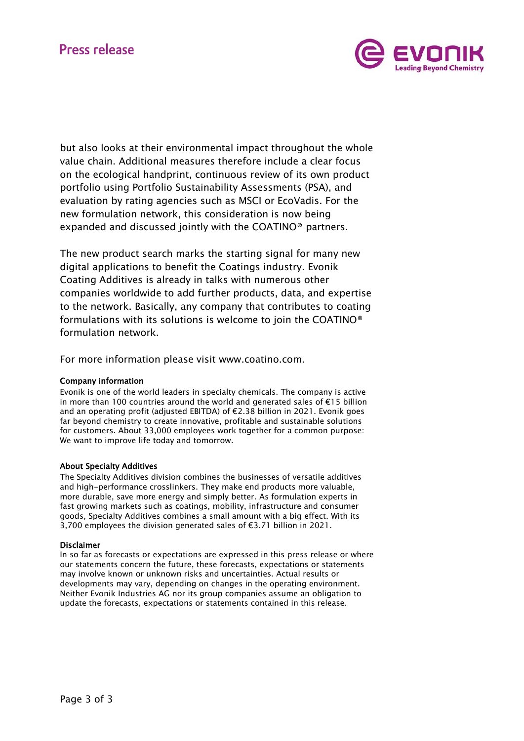but also looks at their environmental impact throughout the whole value chain. Additional measures therefore include a clear focus on the ecological handprint, continuous review of its own product portfolio using Portfolio Sustainability Assessments (PSA), and evaluation by rating agencies such as MSCI or EcoVadis. For the new formulation network, this consideration is now being expanded and discussed jointly with the COATINO® partners.

The new product search marks the starting signal for many new digital applications to benefit the Coatings industry. Evonik Coating Additives is already in talks with numerous other companies worldwide to add further products, data, and expertise to the network. Basically, any company that contributes to coating formulations with its solutions is welcome to join the COATINO® formulation network.

For more information please visit www.coatino.com.

**Company information**

Evonik is one of the world leaders in specialty chemicals. The company is active in more than 100 countries around the world and generated sales of €15 billion and an operating profit (adjusted EBITDA) of €2.38 billion in 2021. Evonik goes far beyond chemistry to create innovative, profitable and sustainable solutions for customers. About 33,000 employees work together for a common purpose: We want to improve life today and tomorrow.

**About Specialty Additives**

The Specialty Additives division combines the businesses of versatile additives and high-performance crosslinkers. They make end products more valuable, more durable, save more energy and simply better. As formulation experts in fast growing markets such as coatings, mobility, infrastructure and consumer goods, Specialty Additives combines a small amount with a big effect. With its 3,700 employees the division generated sales of €3.71 billion in 2021.

**Disclaimer**

In so far as forecasts or expectations are expressed in this press release or where our statements concern the future, these forecasts, expectations or statements may involve known or unknown risks and uncertainties. Actual results or developments may vary, depending on changes in the operating environment. Neither Evonik Industries AG nor its group companies assume an obligation to update the forecasts, expectations or statements contained in this release.